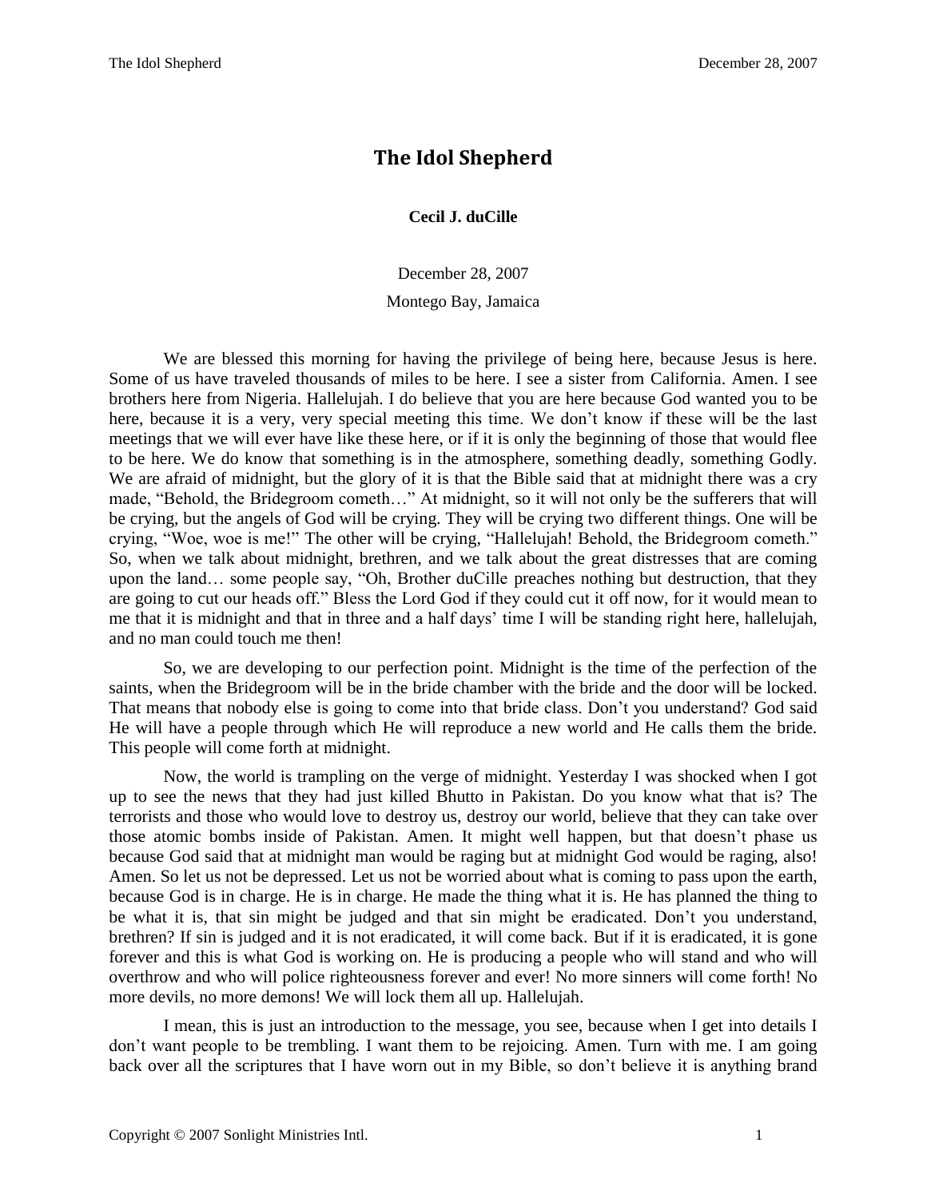# The Idol Shepherd

**Cecil J. duCille**

December 28, 2007

Montego Bay, Jamaica

We are blessed this morning for having the privilege of being here, because Jesus is here. Some of us have traveled thousands of miles to be here. I see a sister from California. Amen. I see brothers here from Nigeria. Hallelujah. I do believe that you are here because God wanted you to be here, because it is a very, very special meeting this time. We don't know if these will be the last meetings that we will ever have like these here, or if it is only the beginning of those that would flee to be here. We do know that something is in the atmosphere, something deadly, something Godly. We are afraid of midnight, but the glory of it is that the Bible said that at midnight there was a cry made, "Behold, the Bridegroom cometh…" At midnight, so it will not only be the sufferers that will be crying, but the angels of God will be crying. They will be crying two different things. One will be crying, "Woe, woe is me!" The other will be crying, "Hallelujah! Behold, the Bridegroom cometh." So, when we talk about midnight, brethren, and we talk about the great distresses that are coming upon the land… some people say, "Oh, Brother duCille preaches nothing but destruction, that they are going to cut our heads off." Bless the Lord God if they could cut it off now, for it would mean to me that it is midnight and that in three and a half days' time I will be standing right here, hallelujah, and no man could touch me then!

So, we are developing to our perfection point. Midnight is the time of the perfection of the saints, when the Bridegroom will be in the bride chamber with the bride and the door will be locked. That means that nobody else is going to come into that bride class. Don't you understand? God said He will have a people through which He will reproduce a new world and He calls them the bride. This people will come forth at midnight.

Now, the world is trampling on the verge of midnight. Yesterday I was shocked when I got up to see the news that they had just killed Bhutto in Pakistan. Do you know what that is? The terrorists and those who would love to destroy us, destroy our world, believe that they can take over those atomic bombs inside of Pakistan. Amen. It might well happen, but that doesn't phase us because God said that at midnight man would be raging but at midnight God would be raging, also! Amen. So let us not be depressed. Let us not be worried about what is coming to pass upon the earth, because God is in charge. He is in charge. He made the thing what it is. He has planned the thing to be what it is, that sin might be judged and that sin might be eradicated. Don't you understand, brethren? If sin is judged and it is not eradicated, it will come back. But if it is eradicated, it is gone forever and this is what God is working on. He is producing a people who will stand and who will overthrow and who will police righteousness forever and ever! No more sinners will come forth! No more devils, no more demons! We will lock them all up. Hallelujah.

I mean, this is just an introduction to the message, you see, because when I get into details I don't want people to be trembling. I want them to be rejoicing. Amen. Turn with me. I am going back over all the scriptures that I have worn out in my Bible, so don't believe it is anything brand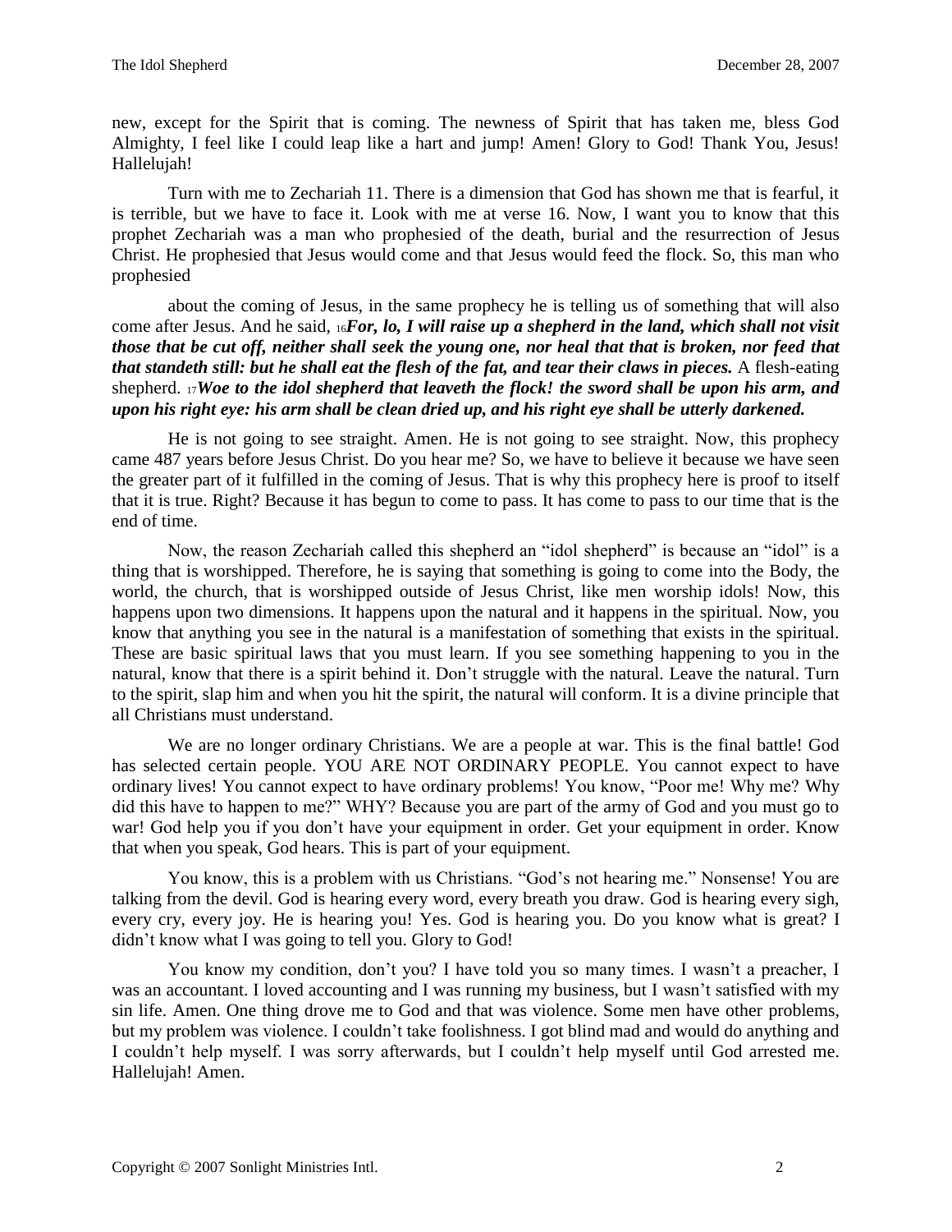new, except for the Spirit that is coming. The newness of Spirit that has taken me, bless God Almighty, I feel like I could leap like a hart and jump! Amen! Glory to God! Thank You, Jesus! Hallelujah!

Turn with me to Zechariah 11. There is a dimension that God has shown me that is fearful, it is terrible, but we have to face it. Look with me at verse 16. Now, I want you to know that this prophet Zechariah was a man who prophesied of the death, burial and the resurrection of Jesus Christ. He prophesied that Jesus would come and that Jesus would feed the flock. So, this man who prophesied

about the coming of Jesus, in the same prophecy he is telling us of something that will also come after Jesus. And he said, 16***For, lo, I will raise up a shepherd in the land, which shall not visit those that be cut off, neither shall seek the young one, nor heal that that is broken, nor feed that that standeth still: but he shall eat the flesh of the fat, and tear their claws in pieces.*** A flesh-eating shepherd. 17***Woe to the idol shepherd that leaveth the flock! the sword shall be upon his arm, and upon his right eye: his arm shall be clean dried up, and his right eye shall be utterly darkened.***

He is not going to see straight. Amen. He is not going to see straight. Now, this prophecy came 487 years before Jesus Christ. Do you hear me? So, we have to believe it because we have seen the greater part of it fulfilled in the coming of Jesus. That is why this prophecy here is proof to itself that it is true. Right? Because it has begun to come to pass. It has come to pass to our time that is the end of time.

Now, the reason Zechariah called this shepherd an "idol shepherd" is because an "idol" is a thing that is worshipped. Therefore, he is saying that something is going to come into the Body, the world, the church, that is worshipped outside of Jesus Christ, like men worship idols! Now, this happens upon two dimensions. It happens upon the natural and it happens in the spiritual. Now, you know that anything you see in the natural is a manifestation of something that exists in the spiritual. These are basic spiritual laws that you must learn. If you see something happening to you in the natural, know that there is a spirit behind it. Don't struggle with the natural. Leave the natural. Turn to the spirit, slap him and when you hit the spirit, the natural will conform. It is a divine principle that all Christians must understand.

We are no longer ordinary Christians. We are a people at war. This is the final battle! God has selected certain people. YOU ARE NOT ORDINARY PEOPLE. You cannot expect to have ordinary lives! You cannot expect to have ordinary problems! You know, "Poor me! Why me? Why did this have to happen to me?" WHY? Because you are part of the army of God and you must go to war! God help you if you don't have your equipment in order. Get your equipment in order. Know that when you speak, God hears. This is part of your equipment.

You know, this is a problem with us Christians. "God's not hearing me." Nonsense! You are talking from the devil. God is hearing every word, every breath you draw. God is hearing every sigh, every cry, every joy. He is hearing you! Yes. God is hearing you. Do you know what is great? I didn't know what I was going to tell you. Glory to God!

You know my condition, don't you? I have told you so many times. I wasn't a preacher, I was an accountant. I loved accounting and I was running my business, but I wasn't satisfied with my sin life. Amen. One thing drove me to God and that was violence. Some men have other problems, but my problem was violence. I couldn't take foolishness. I got blind mad and would do anything and I couldn't help myself. I was sorry afterwards, but I couldn't help myself until God arrested me. Hallelujah! Amen.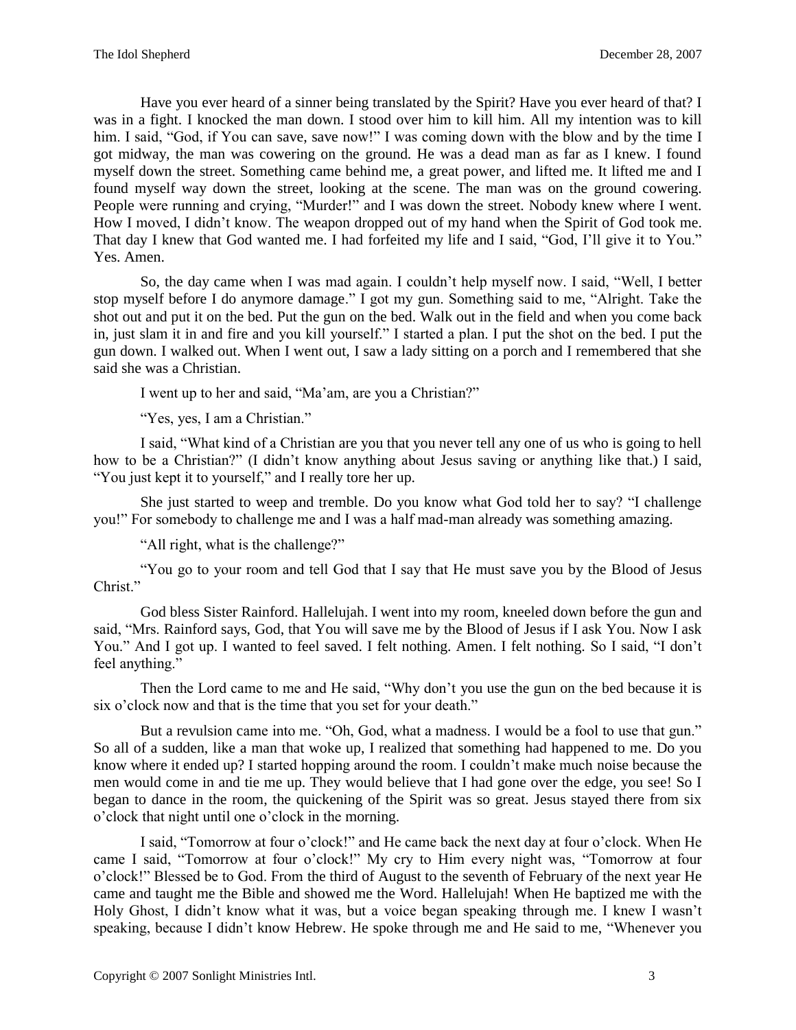Have you ever heard of a sinner being translated by the Spirit? Have you ever heard of that? I was in a fight. I knocked the man down. I stood over him to kill him. All my intention was to kill him. I said, "God, if You can save, save now!" I was coming down with the blow and by the time I got midway, the man was cowering on the ground. He was a dead man as far as I knew. I found myself down the street. Something came behind me, a great power, and lifted me. It lifted me and I found myself way down the street, looking at the scene. The man was on the ground cowering. People were running and crying, "Murder!" and I was down the street. Nobody knew where I went. How I moved, I didn't know. The weapon dropped out of my hand when the Spirit of God took me. That day I knew that God wanted me. I had forfeited my life and I said, "God, I'll give it to You." Yes. Amen.

So, the day came when I was mad again. I couldn't help myself now. I said, "Well, I better stop myself before I do anymore damage." I got my gun. Something said to me, "Alright. Take the shot out and put it on the bed. Put the gun on the bed. Walk out in the field and when you come back in, just slam it in and fire and you kill yourself." I started a plan. I put the shot on the bed. I put the gun down. I walked out. When I went out, I saw a lady sitting on a porch and I remembered that she said she was a Christian.

I went up to her and said, "Ma'am, are you a Christian?"

"Yes, yes, I am a Christian."

I said, "What kind of a Christian are you that you never tell any one of us who is going to hell how to be a Christian?" (I didn't know anything about Jesus saving or anything like that.) I said, "You just kept it to yourself," and I really tore her up.

She just started to weep and tremble. Do you know what God told her to say? "I challenge you!" For somebody to challenge me and I was a half mad-man already was something amazing.

"All right, what is the challenge?"

"You go to your room and tell God that I say that He must save you by the Blood of Jesus Christ."

God bless Sister Rainford. Hallelujah. I went into my room, kneeled down before the gun and said, "Mrs. Rainford says, God, that You will save me by the Blood of Jesus if I ask You. Now I ask You." And I got up. I wanted to feel saved. I felt nothing. Amen. I felt nothing. So I said, "I don't feel anything."

Then the Lord came to me and He said, "Why don't you use the gun on the bed because it is six o'clock now and that is the time that you set for your death."

But a revulsion came into me. "Oh, God, what a madness. I would be a fool to use that gun." So all of a sudden, like a man that woke up, I realized that something had happened to me. Do you know where it ended up? I started hopping around the room. I couldn't make much noise because the men would come in and tie me up. They would believe that I had gone over the edge, you see! So I began to dance in the room, the quickening of the Spirit was so great. Jesus stayed there from six o'clock that night until one o'clock in the morning.

I said, "Tomorrow at four o'clock!" and He came back the next day at four o'clock. When He came I said, "Tomorrow at four o'clock!" My cry to Him every night was, "Tomorrow at four o'clock!" Blessed be to God. From the third of August to the seventh of February of the next year He came and taught me the Bible and showed me the Word. Hallelujah! When He baptized me with the Holy Ghost, I didn't know what it was, but a voice began speaking through me. I knew I wasn't speaking, because I didn't know Hebrew. He spoke through me and He said to me, "Whenever you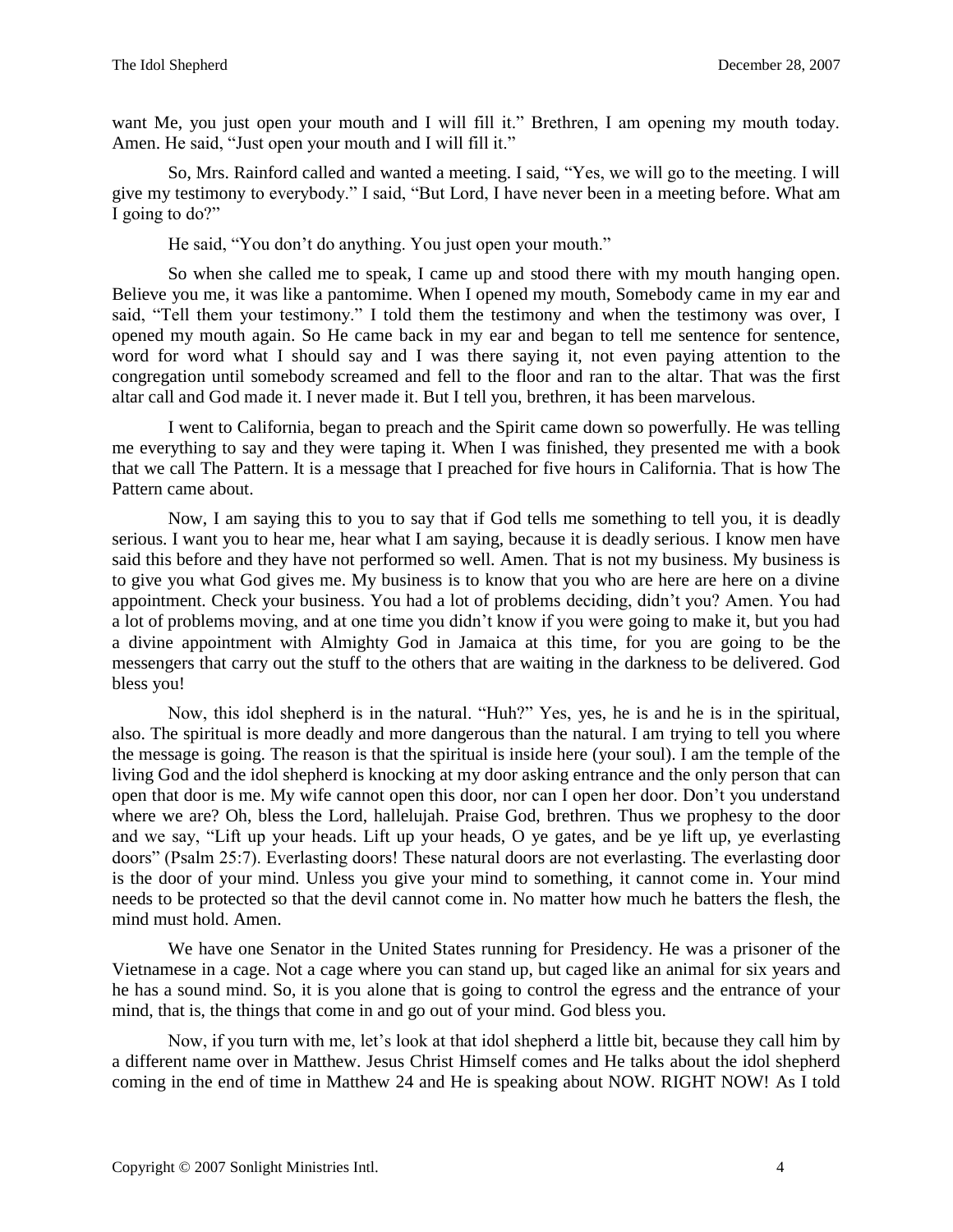want Me, you just open your mouth and I will fill it." Brethren, I am opening my mouth today. Amen. He said, "Just open your mouth and I will fill it."

So, Mrs. Rainford called and wanted a meeting. I said, "Yes, we will go to the meeting. I will give my testimony to everybody." I said, "But Lord, I have never been in a meeting before. What am I going to do?"

He said, "You don't do anything. You just open your mouth."

So when she called me to speak, I came up and stood there with my mouth hanging open. Believe you me, it was like a pantomime. When I opened my mouth, Somebody came in my ear and said, "Tell them your testimony." I told them the testimony and when the testimony was over, I opened my mouth again. So He came back in my ear and began to tell me sentence for sentence, word for word what I should say and I was there saying it, not even paying attention to the congregation until somebody screamed and fell to the floor and ran to the altar. That was the first altar call and God made it. I never made it. But I tell you, brethren, it has been marvelous.

I went to California, began to preach and the Spirit came down so powerfully. He was telling me everything to say and they were taping it. When I was finished, they presented me with a book that we call The Pattern. It is a message that I preached for five hours in California. That is how The Pattern came about.

Now, I am saying this to you to say that if God tells me something to tell you, it is deadly serious. I want you to hear me, hear what I am saying, because it is deadly serious. I know men have said this before and they have not performed so well. Amen. That is not my business. My business is to give you what God gives me. My business is to know that you who are here are here on a divine appointment. Check your business. You had a lot of problems deciding, didn't you? Amen. You had a lot of problems moving, and at one time you didn't know if you were going to make it, but you had a divine appointment with Almighty God in Jamaica at this time, for you are going to be the messengers that carry out the stuff to the others that are waiting in the darkness to be delivered. God bless you!

Now, this idol shepherd is in the natural. "Huh?" Yes, yes, he is and he is in the spiritual, also. The spiritual is more deadly and more dangerous than the natural. I am trying to tell you where the message is going. The reason is that the spiritual is inside here (your soul). I am the temple of the living God and the idol shepherd is knocking at my door asking entrance and the only person that can open that door is me. My wife cannot open this door, nor can I open her door. Don't you understand where we are? Oh, bless the Lord, hallelujah. Praise God, brethren. Thus we prophesy to the door and we say, "Lift up your heads. Lift up your heads, O ye gates, and be ye lift up, ye everlasting doors" (Psalm 25:7). Everlasting doors! These natural doors are not everlasting. The everlasting door is the door of your mind. Unless you give your mind to something, it cannot come in. Your mind needs to be protected so that the devil cannot come in. No matter how much he batters the flesh, the mind must hold. Amen.

We have one Senator in the United States running for Presidency. He was a prisoner of the Vietnamese in a cage. Not a cage where you can stand up, but caged like an animal for six years and he has a sound mind. So, it is you alone that is going to control the egress and the entrance of your mind, that is, the things that come in and go out of your mind. God bless you.

Now, if you turn with me, let's look at that idol shepherd a little bit, because they call him by a different name over in Matthew. Jesus Christ Himself comes and He talks about the idol shepherd coming in the end of time in Matthew 24 and He is speaking about NOW. RIGHT NOW! As I told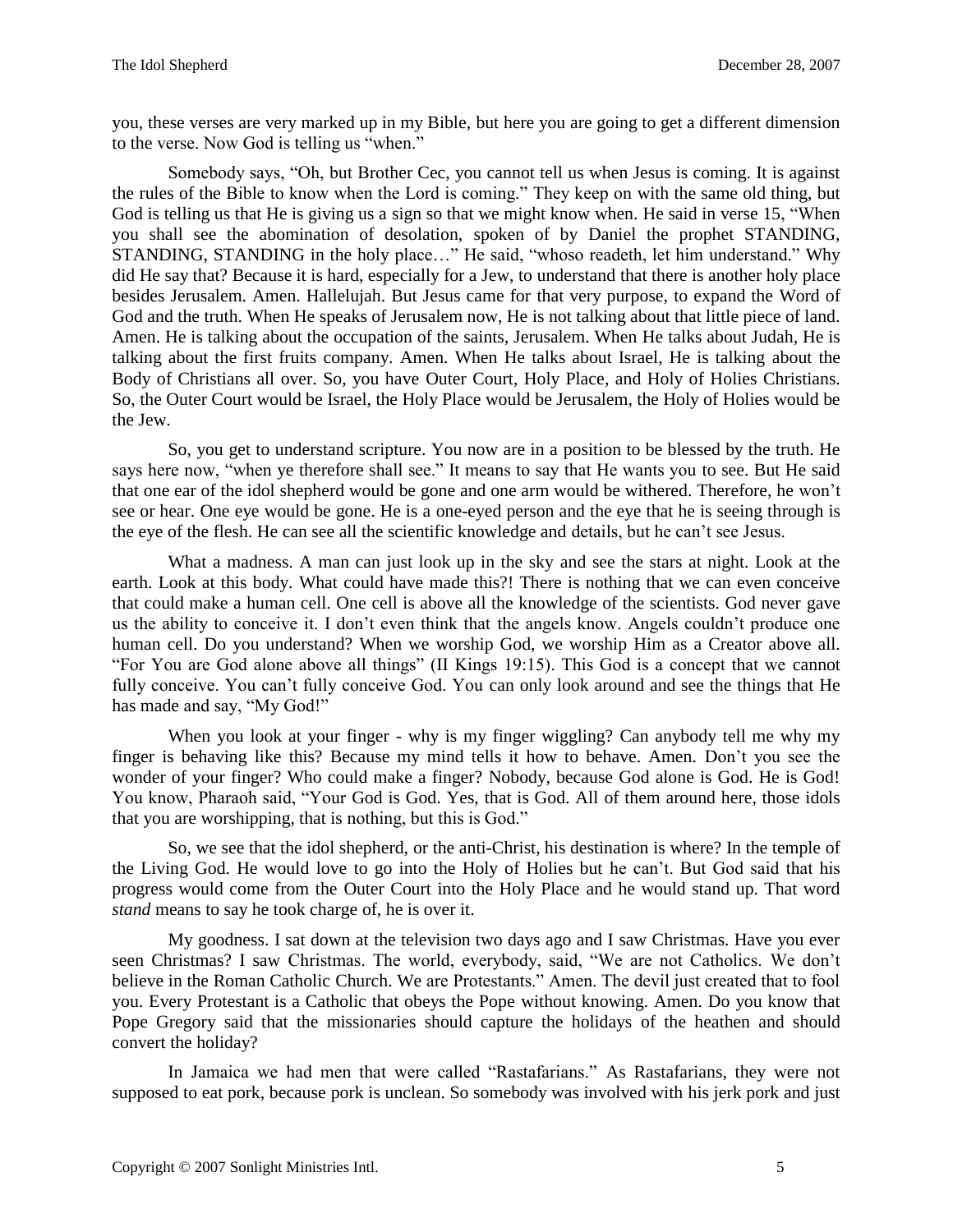you, these verses are very marked up in my Bible, but here you are going to get a different dimension to the verse. Now God is telling us "when."

Somebody says, "Oh, but Brother Cec, you cannot tell us when Jesus is coming. It is against the rules of the Bible to know when the Lord is coming." They keep on with the same old thing, but God is telling us that He is giving us a sign so that we might know when. He said in verse 15, "When you shall see the abomination of desolation, spoken of by Daniel the prophet STANDING, STANDING, STANDING in the holy place…" He said, "whoso readeth, let him understand." Why did He say that? Because it is hard, especially for a Jew, to understand that there is another holy place besides Jerusalem. Amen. Hallelujah. But Jesus came for that very purpose, to expand the Word of God and the truth. When He speaks of Jerusalem now, He is not talking about that little piece of land. Amen. He is talking about the occupation of the saints, Jerusalem. When He talks about Judah, He is talking about the first fruits company. Amen. When He talks about Israel, He is talking about the Body of Christians all over. So, you have Outer Court, Holy Place, and Holy of Holies Christians. So, the Outer Court would be Israel, the Holy Place would be Jerusalem, the Holy of Holies would be the Jew.

So, you get to understand scripture. You now are in a position to be blessed by the truth. He says here now, "when ye therefore shall see." It means to say that He wants you to see. But He said that one ear of the idol shepherd would be gone and one arm would be withered. Therefore, he won't see or hear. One eye would be gone. He is a one-eyed person and the eye that he is seeing through is the eye of the flesh. He can see all the scientific knowledge and details, but he can't see Jesus.

What a madness. A man can just look up in the sky and see the stars at night. Look at the earth. Look at this body. What could have made this?! There is nothing that we can even conceive that could make a human cell. One cell is above all the knowledge of the scientists. God never gave us the ability to conceive it. I don't even think that the angels know. Angels couldn't produce one human cell. Do you understand? When we worship God, we worship Him as a Creator above all. "For You are God alone above all things" (II Kings 19:15). This God is a concept that we cannot fully conceive. You can't fully conceive God. You can only look around and see the things that He has made and say, "My God!"

When you look at your finger - why is my finger wiggling? Can anybody tell me why my finger is behaving like this? Because my mind tells it how to behave. Amen. Don't you see the wonder of your finger? Who could make a finger? Nobody, because God alone is God. He is God! You know, Pharaoh said, "Your God is God. Yes, that is God. All of them around here, those idols that you are worshipping, that is nothing, but this is God."

So, we see that the idol shepherd, or the anti-Christ, his destination is where? In the temple of the Living God. He would love to go into the Holy of Holies but he can't. But God said that his progress would come from the Outer Court into the Holy Place and he would stand up. That word *stand* means to say he took charge of, he is over it.

My goodness. I sat down at the television two days ago and I saw Christmas. Have you ever seen Christmas? I saw Christmas. The world, everybody, said, "We are not Catholics. We don't believe in the Roman Catholic Church. We are Protestants." Amen. The devil just created that to fool you. Every Protestant is a Catholic that obeys the Pope without knowing. Amen. Do you know that Pope Gregory said that the missionaries should capture the holidays of the heathen and should convert the holiday?

In Jamaica we had men that were called "Rastafarians." As Rastafarians, they were not supposed to eat pork, because pork is unclean. So somebody was involved with his jerk pork and just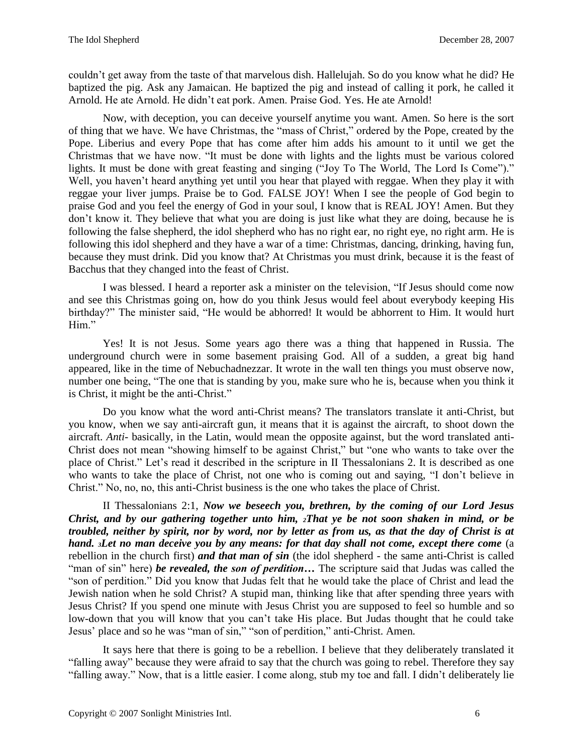couldn't get away from the taste of that marvelous dish. Hallelujah. So do you know what he did? He baptized the pig. Ask any Jamaican. He baptized the pig and instead of calling it pork, he called it Arnold. He ate Arnold. He didn't eat pork. Amen. Praise God. Yes. He ate Arnold!

Now, with deception, you can deceive yourself anytime you want. Amen. So here is the sort of thing that we have. We have Christmas, the "mass of Christ," ordered by the Pope, created by the Pope. Liberius and every Pope that has come after him adds his amount to it until we get the Christmas that we have now. "It must be done with lights and the lights must be various colored lights. It must be done with great feasting and singing ("Joy To The World, The Lord Is Come")." Well, you haven't heard anything yet until you hear that played with reggae. When they play it with reggae your liver jumps. Praise be to God. FALSE JOY! When I see the people of God begin to praise God and you feel the energy of God in your soul, I know that is REAL JOY! Amen. But they don't know it. They believe that what you are doing is just like what they are doing, because he is following the false shepherd, the idol shepherd who has no right ear, no right eye, no right arm. He is following this idol shepherd and they have a war of a time: Christmas, dancing, drinking, having fun, because they must drink. Did you know that? At Christmas you must drink, because it is the feast of Bacchus that they changed into the feast of Christ.

I was blessed. I heard a reporter ask a minister on the television, "If Jesus should come now and see this Christmas going on, how do you think Jesus would feel about everybody keeping His birthday?" The minister said, "He would be abhorred! It would be abhorrent to Him. It would hurt Him."

Yes! It is not Jesus. Some years ago there was a thing that happened in Russia. The underground church were in some basement praising God. All of a sudden, a great big hand appeared, like in the time of Nebuchadnezzar. It wrote in the wall ten things you must observe now, number one being, "The one that is standing by you, make sure who he is, because when you think it is Christ, it might be the anti-Christ."

Do you know what the word anti-Christ means? The translators translate it anti-Christ, but you know, when we say anti-aircraft gun, it means that it is against the aircraft, to shoot down the aircraft. *Anti-* basically, in the Latin, would mean the opposite against, but the word translated anti-Christ does not mean "showing himself to be against Christ," but "one who wants to take over the place of Christ." Let's read it described in the scripture in II Thessalonians 2. It is described as one who wants to take the place of Christ, not one who is coming out and saying, "I don't believe in Christ." No, no, no, this anti-Christ business is the one who takes the place of Christ.

II Thessalonians 2:1, ***Now we beseech you, brethren, by the coming of our Lord Jesus Christ, and by our gathering together unto him, 2That ye be not soon shaken in mind, or be troubled, neither by spirit, nor by word, nor by letter as from us, as that the day of Christ is at hand. 3Let no man deceive you by any means: for that day shall not come, except there come*** (a rebellion in the church first) ***and that man of sin*** (the idol shepherd - the same anti-Christ is called "man of sin" here) ***be revealed, the son of perdition…*** The scripture said that Judas was called the "son of perdition." Did you know that Judas felt that he would take the place of Christ and lead the Jewish nation when he sold Christ? A stupid man, thinking like that after spending three years with Jesus Christ? If you spend one minute with Jesus Christ you are supposed to feel so humble and so low-down that you will know that you can't take His place. But Judas thought that he could take Jesus' place and so he was "man of sin," "son of perdition," anti-Christ. Amen.

It says here that there is going to be a rebellion. I believe that they deliberately translated it "falling away" because they were afraid to say that the church was going to rebel. Therefore they say "falling away." Now, that is a little easier. I come along, stub my toe and fall. I didn't deliberately lie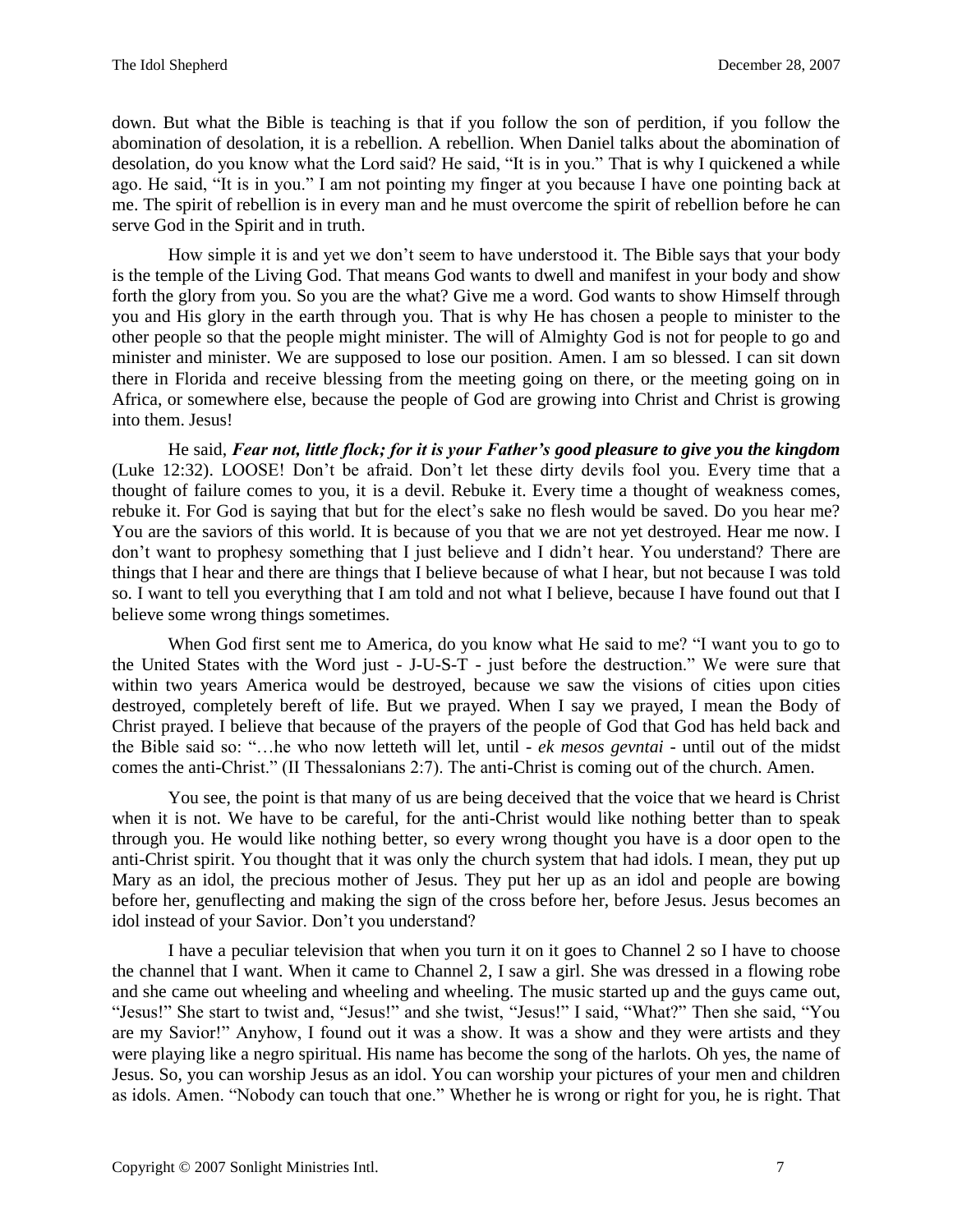down. But what the Bible is teaching is that if you follow the son of perdition, if you follow the abomination of desolation, it is a rebellion. A rebellion. When Daniel talks about the abomination of desolation, do you know what the Lord said? He said, "It is in you." That is why I quickened a while ago. He said, "It is in you." I am not pointing my finger at you because I have one pointing back at me. The spirit of rebellion is in every man and he must overcome the spirit of rebellion before he can serve God in the Spirit and in truth.

How simple it is and yet we don't seem to have understood it. The Bible says that your body is the temple of the Living God. That means God wants to dwell and manifest in your body and show forth the glory from you. So you are the what? Give me a word. God wants to show Himself through you and His glory in the earth through you. That is why He has chosen a people to minister to the other people so that the people might minister. The will of Almighty God is not for people to go and minister and minister. We are supposed to lose our position. Amen. I am so blessed. I can sit down there in Florida and receive blessing from the meeting going on there, or the meeting going on in Africa, or somewhere else, because the people of God are growing into Christ and Christ is growing into them. Jesus!

He said, ***Fear not, little flock; for it is your Father's good pleasure to give you the kingdom*** (Luke 12:32). LOOSE! Don't be afraid. Don't let these dirty devils fool you. Every time that a thought of failure comes to you, it is a devil. Rebuke it. Every time a thought of weakness comes, rebuke it. For God is saying that but for the elect's sake no flesh would be saved. Do you hear me? You are the saviors of this world. It is because of you that we are not yet destroyed. Hear me now. I don't want to prophesy something that I just believe and I didn't hear. You understand? There are things that I hear and there are things that I believe because of what I hear, but not because I was told so. I want to tell you everything that I am told and not what I believe, because I have found out that I believe some wrong things sometimes.

When God first sent me to America, do you know what He said to me? "I want you to go to the United States with the Word just - J-U-S-T - just before the destruction." We were sure that within two years America would be destroyed, because we saw the visions of cities upon cities destroyed, completely bereft of life. But we prayed. When I say we prayed, I mean the Body of Christ prayed. I believe that because of the prayers of the people of God that God has held back and the Bible said so: "…he who now letteth will let, until - *ek mesos gevntai* - until out of the midst comes the anti-Christ." (II Thessalonians 2:7). The anti-Christ is coming out of the church. Amen.

You see, the point is that many of us are being deceived that the voice that we heard is Christ when it is not. We have to be careful, for the anti-Christ would like nothing better than to speak through you. He would like nothing better, so every wrong thought you have is a door open to the anti-Christ spirit. You thought that it was only the church system that had idols. I mean, they put up Mary as an idol, the precious mother of Jesus. They put her up as an idol and people are bowing before her, genuflecting and making the sign of the cross before her, before Jesus. Jesus becomes an idol instead of your Savior. Don't you understand?

I have a peculiar television that when you turn it on it goes to Channel 2 so I have to choose the channel that I want. When it came to Channel 2, I saw a girl. She was dressed in a flowing robe and she came out wheeling and wheeling and wheeling. The music started up and the guys came out, "Jesus!" She start to twist and, "Jesus!" and she twist, "Jesus!" I said, "What?" Then she said, "You are my Savior!" Anyhow, I found out it was a show. It was a show and they were artists and they were playing like a negro spiritual. His name has become the song of the harlots. Oh yes, the name of Jesus. So, you can worship Jesus as an idol. You can worship your pictures of your men and children as idols. Amen. "Nobody can touch that one." Whether he is wrong or right for you, he is right. That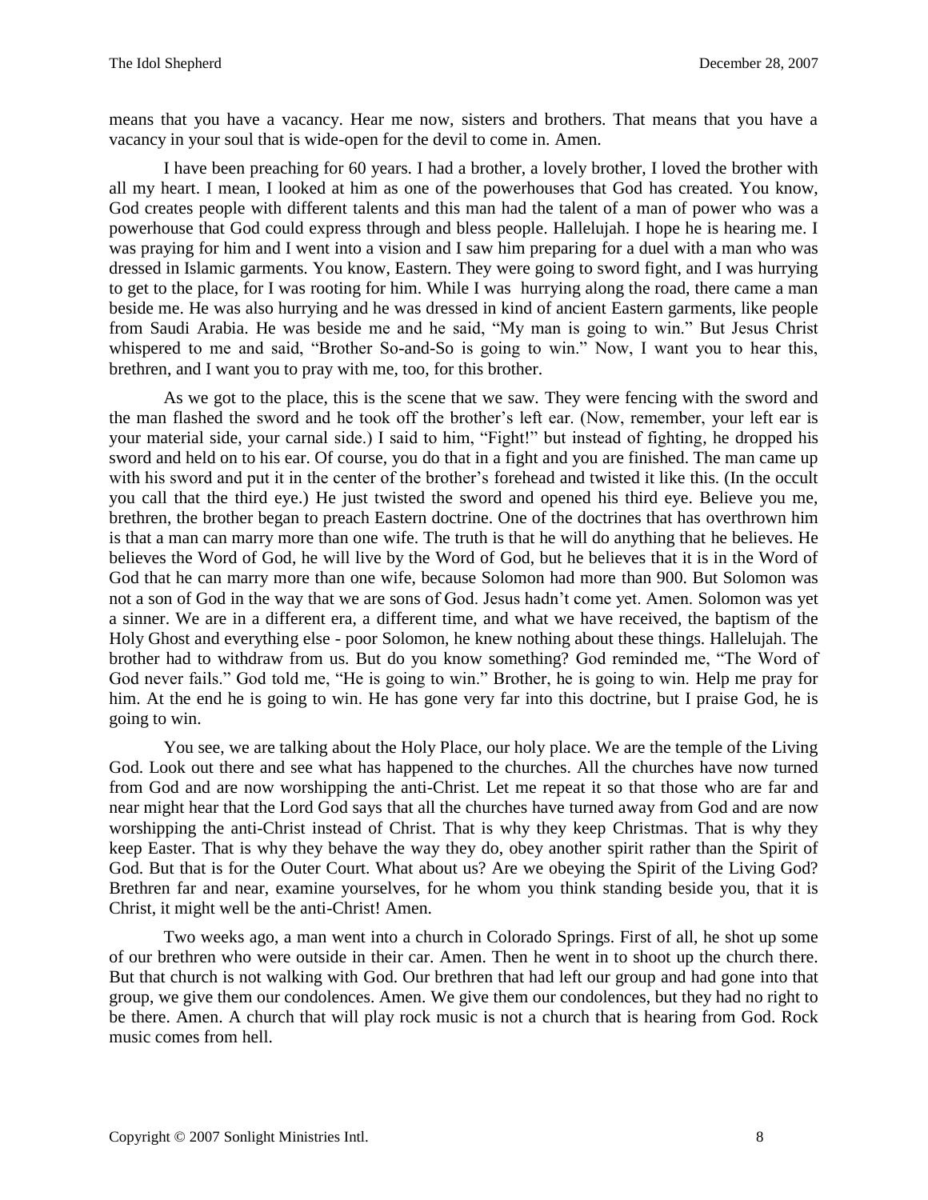means that you have a vacancy. Hear me now, sisters and brothers. That means that you have a vacancy in your soul that is wide-open for the devil to come in. Amen.

I have been preaching for 60 years. I had a brother, a lovely brother, I loved the brother with all my heart. I mean, I looked at him as one of the powerhouses that God has created. You know, God creates people with different talents and this man had the talent of a man of power who was a powerhouse that God could express through and bless people. Hallelujah. I hope he is hearing me. I was praying for him and I went into a vision and I saw him preparing for a duel with a man who was dressed in Islamic garments. You know, Eastern. They were going to sword fight, and I was hurrying to get to the place, for I was rooting for him. While I was hurrying along the road, there came a man beside me. He was also hurrying and he was dressed in kind of ancient Eastern garments, like people from Saudi Arabia. He was beside me and he said, "My man is going to win." But Jesus Christ whispered to me and said, "Brother So-and-So is going to win." Now, I want you to hear this, brethren, and I want you to pray with me, too, for this brother.

As we got to the place, this is the scene that we saw. They were fencing with the sword and the man flashed the sword and he took off the brother's left ear. (Now, remember, your left ear is your material side, your carnal side.) I said to him, "Fight!" but instead of fighting, he dropped his sword and held on to his ear. Of course, you do that in a fight and you are finished. The man came up with his sword and put it in the center of the brother's forehead and twisted it like this. (In the occult you call that the third eye.) He just twisted the sword and opened his third eye. Believe you me, brethren, the brother began to preach Eastern doctrine. One of the doctrines that has overthrown him is that a man can marry more than one wife. The truth is that he will do anything that he believes. He believes the Word of God, he will live by the Word of God, but he believes that it is in the Word of God that he can marry more than one wife, because Solomon had more than 900. But Solomon was not a son of God in the way that we are sons of God. Jesus hadn't come yet. Amen. Solomon was yet a sinner. We are in a different era, a different time, and what we have received, the baptism of the Holy Ghost and everything else - poor Solomon, he knew nothing about these things. Hallelujah. The brother had to withdraw from us. But do you know something? God reminded me, "The Word of God never fails." God told me, "He is going to win." Brother, he is going to win. Help me pray for him. At the end he is going to win. He has gone very far into this doctrine, but I praise God, he is going to win.

You see, we are talking about the Holy Place, our holy place. We are the temple of the Living God. Look out there and see what has happened to the churches. All the churches have now turned from God and are now worshipping the anti-Christ. Let me repeat it so that those who are far and near might hear that the Lord God says that all the churches have turned away from God and are now worshipping the anti-Christ instead of Christ. That is why they keep Christmas. That is why they keep Easter. That is why they behave the way they do, obey another spirit rather than the Spirit of God. But that is for the Outer Court. What about us? Are we obeying the Spirit of the Living God? Brethren far and near, examine yourselves, for he whom you think standing beside you, that it is Christ, it might well be the anti-Christ! Amen.

Two weeks ago, a man went into a church in Colorado Springs. First of all, he shot up some of our brethren who were outside in their car. Amen. Then he went in to shoot up the church there. But that church is not walking with God. Our brethren that had left our group and had gone into that group, we give them our condolences. Amen. We give them our condolences, but they had no right to be there. Amen. A church that will play rock music is not a church that is hearing from God. Rock music comes from hell.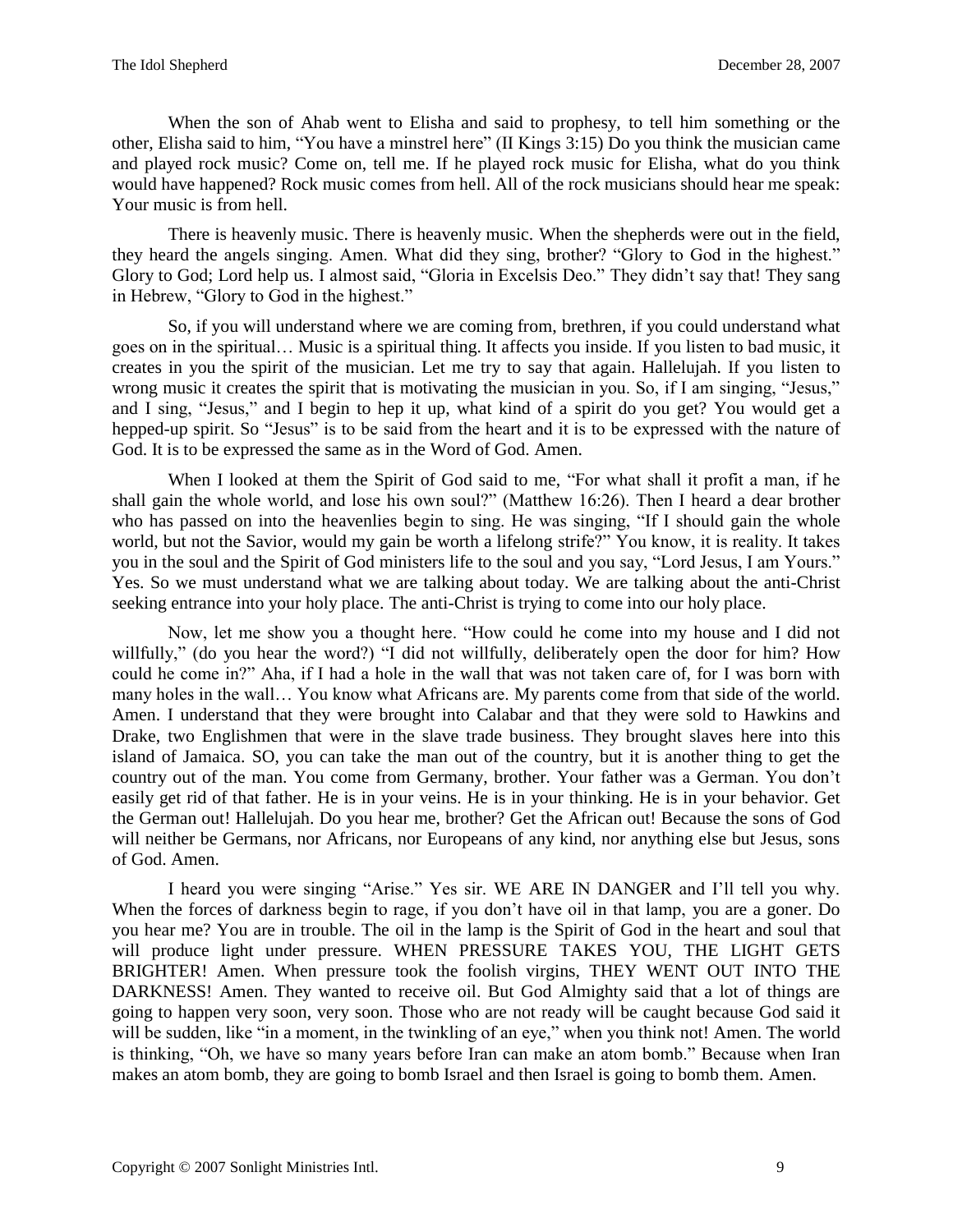When the son of Ahab went to Elisha and said to prophesy, to tell him something or the other, Elisha said to him, "You have a minstrel here" (II Kings 3:15) Do you think the musician came and played rock music? Come on, tell me. If he played rock music for Elisha, what do you think would have happened? Rock music comes from hell. All of the rock musicians should hear me speak: Your music is from hell.

There is heavenly music. There is heavenly music. When the shepherds were out in the field, they heard the angels singing. Amen. What did they sing, brother? "Glory to God in the highest." Glory to God; Lord help us. I almost said, "Gloria in Excelsis Deo." They didn't say that! They sang in Hebrew, "Glory to God in the highest."

So, if you will understand where we are coming from, brethren, if you could understand what goes on in the spiritual… Music is a spiritual thing. It affects you inside. If you listen to bad music, it creates in you the spirit of the musician. Let me try to say that again. Hallelujah. If you listen to wrong music it creates the spirit that is motivating the musician in you. So, if I am singing, "Jesus," and I sing, "Jesus," and I begin to hep it up, what kind of a spirit do you get? You would get a hepped-up spirit. So "Jesus" is to be said from the heart and it is to be expressed with the nature of God. It is to be expressed the same as in the Word of God. Amen.

When I looked at them the Spirit of God said to me, "For what shall it profit a man, if he shall gain the whole world, and lose his own soul?" (Matthew 16:26). Then I heard a dear brother who has passed on into the heavenlies begin to sing. He was singing, "If I should gain the whole world, but not the Savior, would my gain be worth a lifelong strife?" You know, it is reality. It takes you in the soul and the Spirit of God ministers life to the soul and you say, "Lord Jesus, I am Yours." Yes. So we must understand what we are talking about today. We are talking about the anti-Christ seeking entrance into your holy place. The anti-Christ is trying to come into our holy place.

Now, let me show you a thought here. "How could he come into my house and I did not willfully," (do you hear the word?) "I did not willfully, deliberately open the door for him? How could he come in?" Aha, if I had a hole in the wall that was not taken care of, for I was born with many holes in the wall… You know what Africans are. My parents come from that side of the world. Amen. I understand that they were brought into Calabar and that they were sold to Hawkins and Drake, two Englishmen that were in the slave trade business. They brought slaves here into this island of Jamaica. SO, you can take the man out of the country, but it is another thing to get the country out of the man. You come from Germany, brother. Your father was a German. You don't easily get rid of that father. He is in your veins. He is in your thinking. He is in your behavior. Get the German out! Hallelujah. Do you hear me, brother? Get the African out! Because the sons of God will neither be Germans, nor Africans, nor Europeans of any kind, nor anything else but Jesus, sons of God. Amen.

I heard you were singing "Arise." Yes sir. WE ARE IN DANGER and I'll tell you why. When the forces of darkness begin to rage, if you don't have oil in that lamp, you are a goner. Do you hear me? You are in trouble. The oil in the lamp is the Spirit of God in the heart and soul that will produce light under pressure. WHEN PRESSURE TAKES YOU, THE LIGHT GETS BRIGHTER! Amen. When pressure took the foolish virgins, THEY WENT OUT INTO THE DARKNESS! Amen. They wanted to receive oil. But God Almighty said that a lot of things are going to happen very soon, very soon. Those who are not ready will be caught because God said it will be sudden, like "in a moment, in the twinkling of an eye," when you think not! Amen. The world is thinking, "Oh, we have so many years before Iran can make an atom bomb." Because when Iran makes an atom bomb, they are going to bomb Israel and then Israel is going to bomb them. Amen.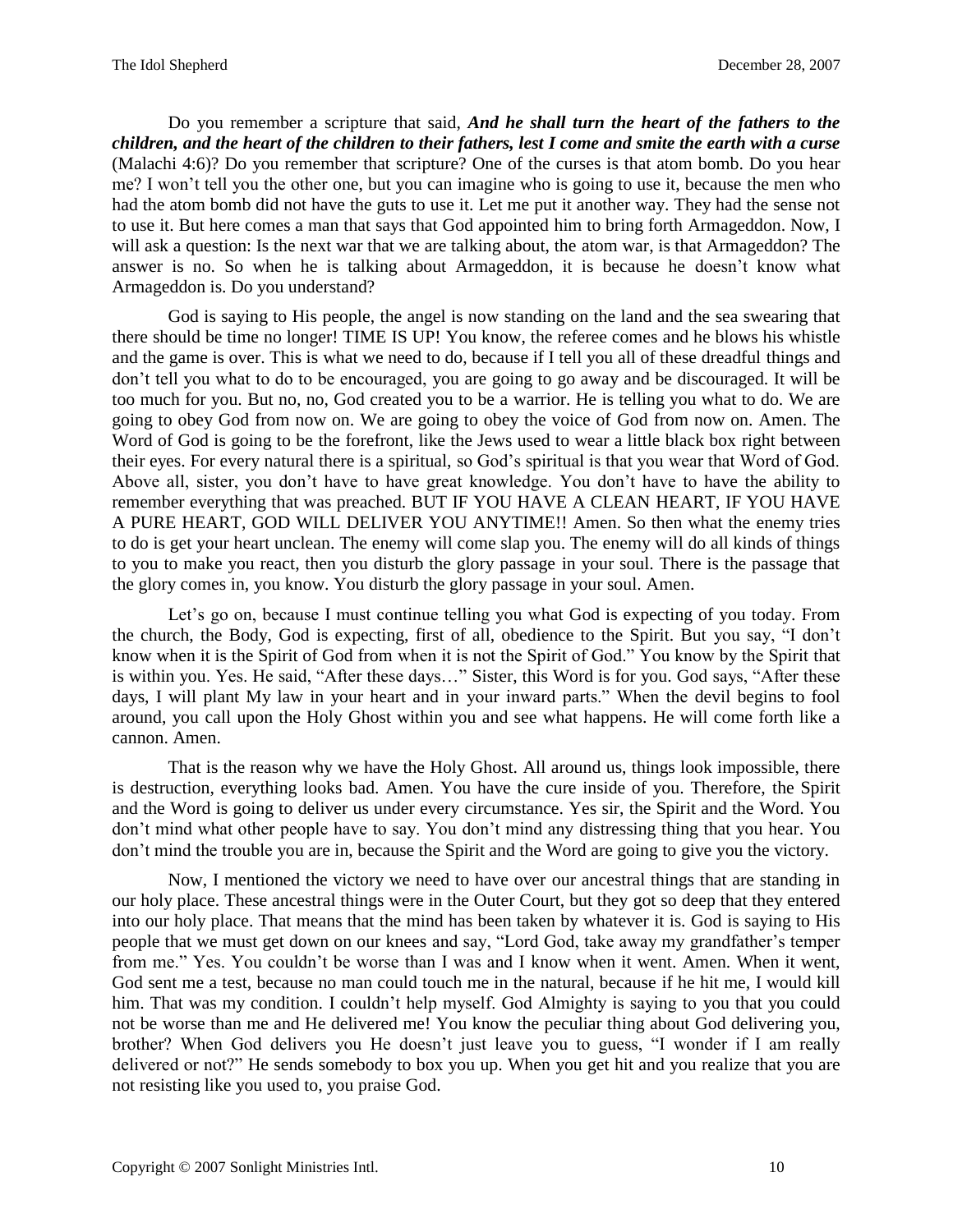Do you remember a scripture that said, ***And he shall turn the heart of the fathers to the children, and the heart of the children to their fathers, lest I come and smite the earth with a curse*** (Malachi 4:6)? Do you remember that scripture? One of the curses is that atom bomb. Do you hear me? I won't tell you the other one, but you can imagine who is going to use it, because the men who had the atom bomb did not have the guts to use it. Let me put it another way. They had the sense not to use it. But here comes a man that says that God appointed him to bring forth Armageddon. Now, I will ask a question: Is the next war that we are talking about, the atom war, is that Armageddon? The answer is no. So when he is talking about Armageddon, it is because he doesn't know what Armageddon is. Do you understand?

God is saying to His people, the angel is now standing on the land and the sea swearing that there should be time no longer! TIME IS UP! You know, the referee comes and he blows his whistle and the game is over. This is what we need to do, because if I tell you all of these dreadful things and don't tell you what to do to be encouraged, you are going to go away and be discouraged. It will be too much for you. But no, no, God created you to be a warrior. He is telling you what to do. We are going to obey God from now on. We are going to obey the voice of God from now on. Amen. The Word of God is going to be the forefront, like the Jews used to wear a little black box right between their eyes. For every natural there is a spiritual, so God's spiritual is that you wear that Word of God. Above all, sister, you don't have to have great knowledge. You don't have to have the ability to remember everything that was preached. BUT IF YOU HAVE A CLEAN HEART, IF YOU HAVE A PURE HEART, GOD WILL DELIVER YOU ANYTIME!! Amen. So then what the enemy tries to do is get your heart unclean. The enemy will come slap you. The enemy will do all kinds of things to you to make you react, then you disturb the glory passage in your soul. There is the passage that the glory comes in, you know. You disturb the glory passage in your soul. Amen.

Let's go on, because I must continue telling you what God is expecting of you today. From the church, the Body, God is expecting, first of all, obedience to the Spirit. But you say, "I don't know when it is the Spirit of God from when it is not the Spirit of God." You know by the Spirit that is within you. Yes. He said, "After these days…" Sister, this Word is for you. God says, "After these days, I will plant My law in your heart and in your inward parts." When the devil begins to fool around, you call upon the Holy Ghost within you and see what happens. He will come forth like a cannon. Amen.

That is the reason why we have the Holy Ghost. All around us, things look impossible, there is destruction, everything looks bad. Amen. You have the cure inside of you. Therefore, the Spirit and the Word is going to deliver us under every circumstance. Yes sir, the Spirit and the Word. You don't mind what other people have to say. You don't mind any distressing thing that you hear. You don't mind the trouble you are in, because the Spirit and the Word are going to give you the victory.

Now, I mentioned the victory we need to have over our ancestral things that are standing in our holy place. These ancestral things were in the Outer Court, but they got so deep that they entered into our holy place. That means that the mind has been taken by whatever it is. God is saying to His people that we must get down on our knees and say, "Lord God, take away my grandfather's temper from me." Yes. You couldn't be worse than I was and I know when it went. Amen. When it went, God sent me a test, because no man could touch me in the natural, because if he hit me, I would kill him. That was my condition. I couldn't help myself. God Almighty is saying to you that you could not be worse than me and He delivered me! You know the peculiar thing about God delivering you, brother? When God delivers you He doesn't just leave you to guess, "I wonder if I am really delivered or not?" He sends somebody to box you up. When you get hit and you realize that you are not resisting like you used to, you praise God.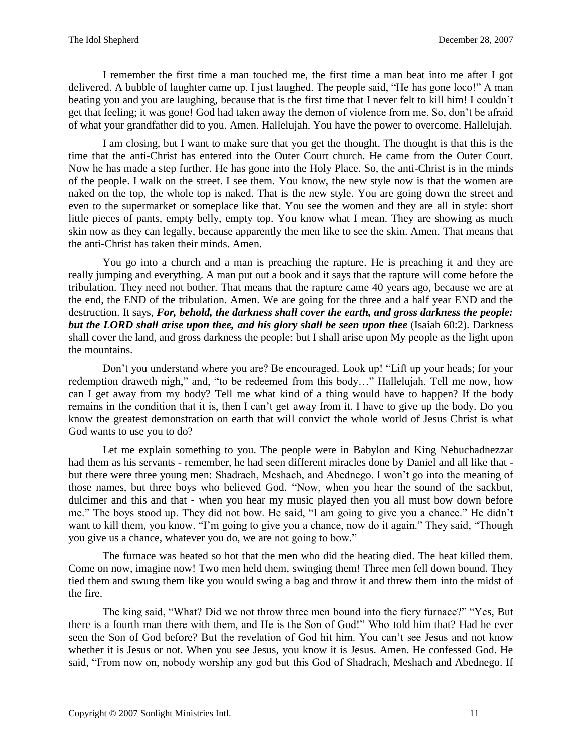I remember the first time a man touched me, the first time a man beat into me after I got delivered. A bubble of laughter came up. I just laughed. The people said, "He has gone loco!" A man beating you and you are laughing, because that is the first time that I never felt to kill him! I couldn't get that feeling; it was gone! God had taken away the demon of violence from me. So, don't be afraid of what your grandfather did to you. Amen. Hallelujah. You have the power to overcome. Hallelujah.

I am closing, but I want to make sure that you get the thought. The thought is that this is the time that the anti-Christ has entered into the Outer Court church. He came from the Outer Court. Now he has made a step further. He has gone into the Holy Place. So, the anti-Christ is in the minds of the people. I walk on the street. I see them. You know, the new style now is that the women are naked on the top, the whole top is naked. That is the new style. You are going down the street and even to the supermarket or someplace like that. You see the women and they are all in style: short little pieces of pants, empty belly, empty top. You know what I mean. They are showing as much skin now as they can legally, because apparently the men like to see the skin. Amen. That means that the anti-Christ has taken their minds. Amen.

You go into a church and a man is preaching the rapture. He is preaching it and they are really jumping and everything. A man put out a book and it says that the rapture will come before the tribulation. They need not bother. That means that the rapture came 40 years ago, because we are at the end, the END of the tribulation. Amen. We are going for the three and a half year END and the destruction. It says, ***For, behold, the darkness shall cover the earth, and gross darkness the people: but the LORD shall arise upon thee, and his glory shall be seen upon thee*** (Isaiah 60:2). Darkness shall cover the land, and gross darkness the people: but I shall arise upon My people as the light upon the mountains.

Don't you understand where you are? Be encouraged. Look up! "Lift up your heads; for your redemption draweth nigh," and, "to be redeemed from this body…" Hallelujah. Tell me now, how can I get away from my body? Tell me what kind of a thing would have to happen? If the body remains in the condition that it is, then I can't get away from it. I have to give up the body. Do you know the greatest demonstration on earth that will convict the whole world of Jesus Christ is what God wants to use you to do?

Let me explain something to you. The people were in Babylon and King Nebuchadnezzar had them as his servants - remember, he had seen different miracles done by Daniel and all like that - but there were three young men: Shadrach, Meshach, and Abednego. I won't go into the meaning of those names, but three boys who believed God. "Now, when you hear the sound of the sackbut, dulcimer and this and that - when you hear my music played then you all must bow down before me." The boys stood up. They did not bow. He said, "I am going to give you a chance." He didn't want to kill them, you know. "I'm going to give you a chance, now do it again." They said, "Though you give us a chance, whatever you do, we are not going to bow."

The furnace was heated so hot that the men who did the heating died. The heat killed them. Come on now, imagine now! Two men held them, swinging them! Three men fell down bound. They tied them and swung them like you would swing a bag and throw it and threw them into the midst of the fire.

The king said, "What? Did we not throw three men bound into the fiery furnace?" "Yes, But there is a fourth man there with them, and He is the Son of God!" Who told him that? Had he ever seen the Son of God before? But the revelation of God hit him. You can't see Jesus and not know whether it is Jesus or not. When you see Jesus, you know it is Jesus. Amen. He confessed God. He said, "From now on, nobody worship any god but this God of Shadrach, Meshach and Abednego. If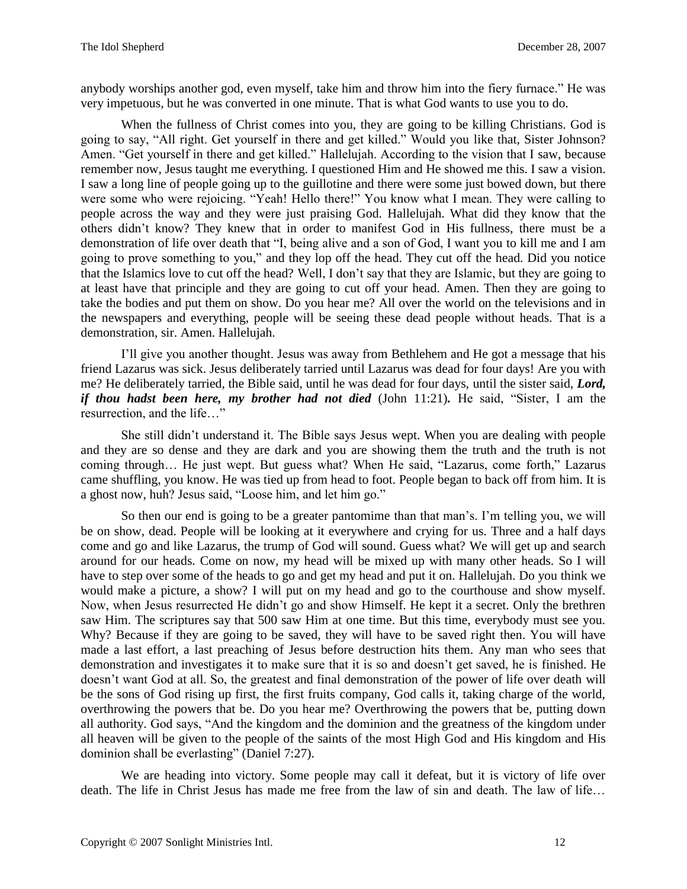anybody worships another god, even myself, take him and throw him into the fiery furnace." He was very impetuous, but he was converted in one minute. That is what God wants to use you to do.

When the fullness of Christ comes into you, they are going to be killing Christians. God is going to say, "All right. Get yourself in there and get killed." Would you like that, Sister Johnson? Amen. "Get yourself in there and get killed." Hallelujah. According to the vision that I saw, because remember now, Jesus taught me everything. I questioned Him and He showed me this. I saw a vision. I saw a long line of people going up to the guillotine and there were some just bowed down, but there were some who were rejoicing. "Yeah! Hello there!" You know what I mean. They were calling to people across the way and they were just praising God. Hallelujah. What did they know that the others didn't know? They knew that in order to manifest God in His fullness, there must be a demonstration of life over death that "I, being alive and a son of God, I want you to kill me and I am going to prove something to you," and they lop off the head. They cut off the head. Did you notice that the Islamics love to cut off the head? Well, I don't say that they are Islamic, but they are going to at least have that principle and they are going to cut off your head. Amen. Then they are going to take the bodies and put them on show. Do you hear me? All over the world on the televisions and in the newspapers and everything, people will be seeing these dead people without heads. That is a demonstration, sir. Amen. Hallelujah.

I'll give you another thought. Jesus was away from Bethlehem and He got a message that his friend Lazarus was sick. Jesus deliberately tarried until Lazarus was dead for four days! Are you with me? He deliberately tarried, the Bible said, until he was dead for four days, until the sister said, ***Lord, if thou hadst been here, my brother had not died*** (John 11:21)**.** He said, "Sister, I am the resurrection, and the life…"

She still didn't understand it. The Bible says Jesus wept. When you are dealing with people and they are so dense and they are dark and you are showing them the truth and the truth is not coming through… He just wept. But guess what? When He said, "Lazarus, come forth," Lazarus came shuffling, you know. He was tied up from head to foot. People began to back off from him. It is a ghost now, huh? Jesus said, "Loose him, and let him go."

So then our end is going to be a greater pantomime than that man's. I'm telling you, we will be on show, dead. People will be looking at it everywhere and crying for us. Three and a half days come and go and like Lazarus, the trump of God will sound. Guess what? We will get up and search around for our heads. Come on now, my head will be mixed up with many other heads. So I will have to step over some of the heads to go and get my head and put it on. Hallelujah. Do you think we would make a picture, a show? I will put on my head and go to the courthouse and show myself. Now, when Jesus resurrected He didn't go and show Himself. He kept it a secret. Only the brethren saw Him. The scriptures say that 500 saw Him at one time. But this time, everybody must see you. Why? Because if they are going to be saved, they will have to be saved right then. You will have made a last effort, a last preaching of Jesus before destruction hits them. Any man who sees that demonstration and investigates it to make sure that it is so and doesn't get saved, he is finished. He doesn't want God at all. So, the greatest and final demonstration of the power of life over death will be the sons of God rising up first, the first fruits company, God calls it, taking charge of the world, overthrowing the powers that be. Do you hear me? Overthrowing the powers that be, putting down all authority. God says, "And the kingdom and the dominion and the greatness of the kingdom under all heaven will be given to the people of the saints of the most High God and His kingdom and His dominion shall be everlasting" (Daniel 7:27).

We are heading into victory. Some people may call it defeat, but it is victory of life over death. The life in Christ Jesus has made me free from the law of sin and death. The law of life…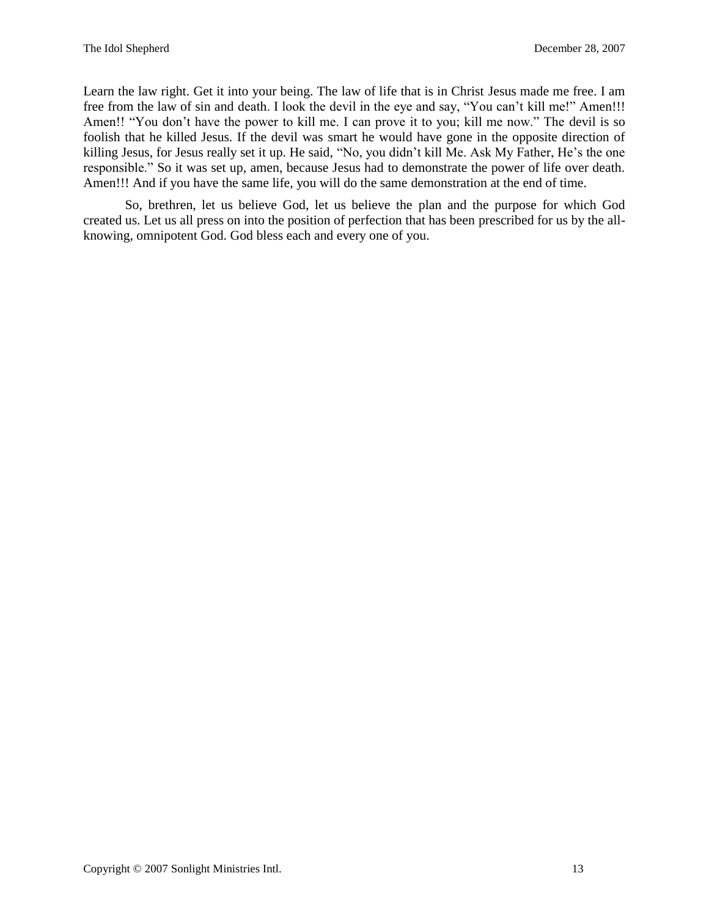Learn the law right. Get it into your being. The law of life that is in Christ Jesus made me free. I am free from the law of sin and death. I look the devil in the eye and say, "You can't kill me!" Amen!!! Amen!! "You don't have the power to kill me. I can prove it to you; kill me now." The devil is so foolish that he killed Jesus. If the devil was smart he would have gone in the opposite direction of killing Jesus, for Jesus really set it up. He said, "No, you didn't kill Me. Ask My Father, He's the one responsible." So it was set up, amen, because Jesus had to demonstrate the power of life over death. Amen!!! And if you have the same life, you will do the same demonstration at the end of time.

So, brethren, let us believe God, let us believe the plan and the purpose for which God created us. Let us all press on into the position of perfection that has been prescribed for us by the all-knowing, omnipotent God. God bless each and every one of you.